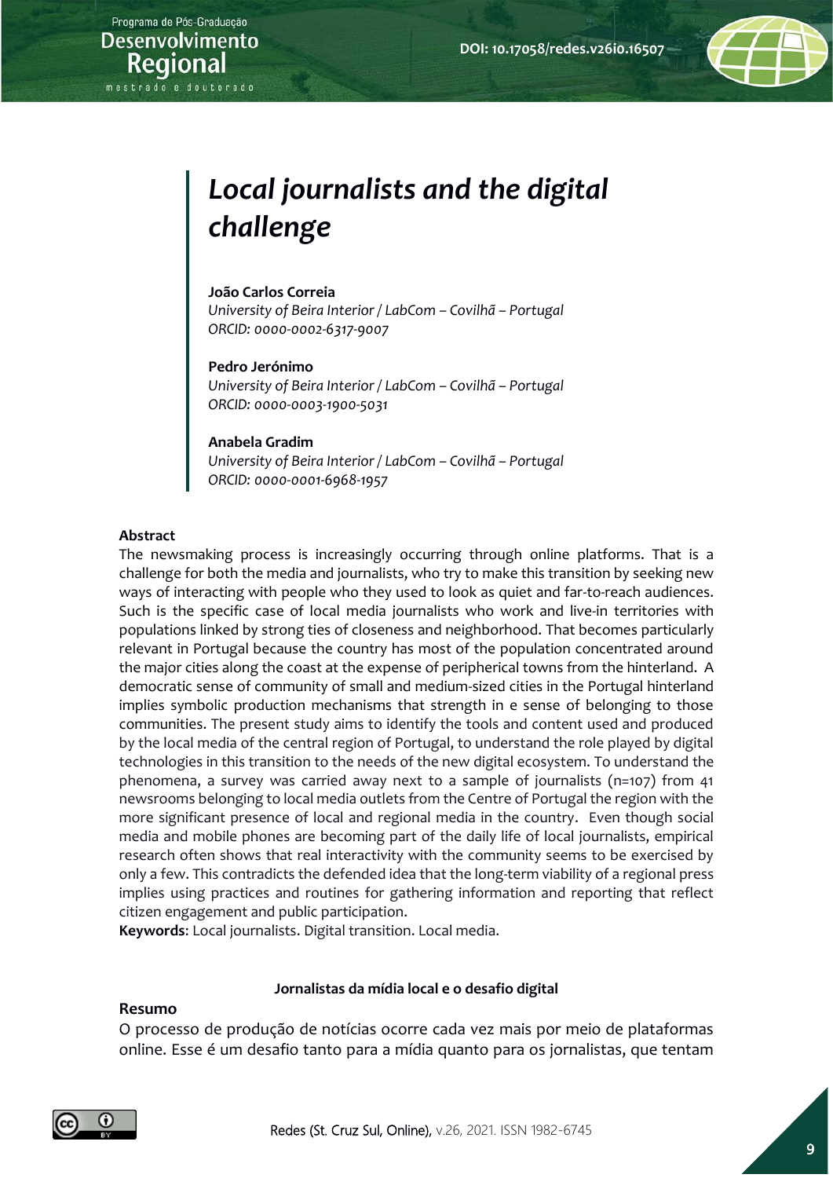DOI: 10.17058/redes.v26i0.16507

# *Local journalists and the digital challenge*

**João Carlos Correia**
*University of Beira Interior / LabCom – Covilhã – Portugal*
*ORCID: 0000-0002-6317-9007*

**Pedro Jerónimo**
*University of Beira Interior / LabCom – Covilhã – Portugal*
*ORCID: 0000-0003-1900-5031*

**Anabela Gradim**
*University of Beira Interior / LabCom – Covilhã – Portugal*
*ORCID: 0000-0001-6968-1957*

**Abstract**

The newsmaking process is increasingly occurring through online platforms. That is a challenge for both the media and journalists, who try to make this transition by seeking new ways of interacting with people who they used to look as quiet and far-to-reach audiences. Such is the specific case of local media journalists who work and live-in territories with populations linked by strong ties of closeness and neighborhood. That becomes particularly relevant in Portugal because the country has most of the population concentrated around the major cities along the coast at the expense of peripherical towns from the hinterland. A democratic sense of community of small and medium-sized cities in the Portugal hinterland implies symbolic production mechanisms that strength in e sense of belonging to those communities. The present study aims to identify the tools and content used and produced by the local media of the central region of Portugal, to understand the role played by digital technologies in this transition to the needs of the new digital ecosystem. To understand the phenomena, a survey was carried away next to a sample of journalists (n=107) from 41 newsrooms belonging to local media outlets from the Centre of Portugal the region with the more significant presence of local and regional media in the country. Even though social media and mobile phones are becoming part of the daily life of local journalists, empirical research often shows that real interactivity with the community seems to be exercised by only a few. This contradicts the defended idea that the long-term viability of a regional press implies using practices and routines for gathering information and reporting that reflect citizen engagement and public participation.

**Keywords**: Local journalists. Digital transition. Local media.

**Jornalistas da mídia local e o desafio digital**

**Resumo**

O processo de produção de notícias ocorre cada vez mais por meio de plataformas online. Esse é um desafio tanto para a mídia quanto para os jornalistas, que tentam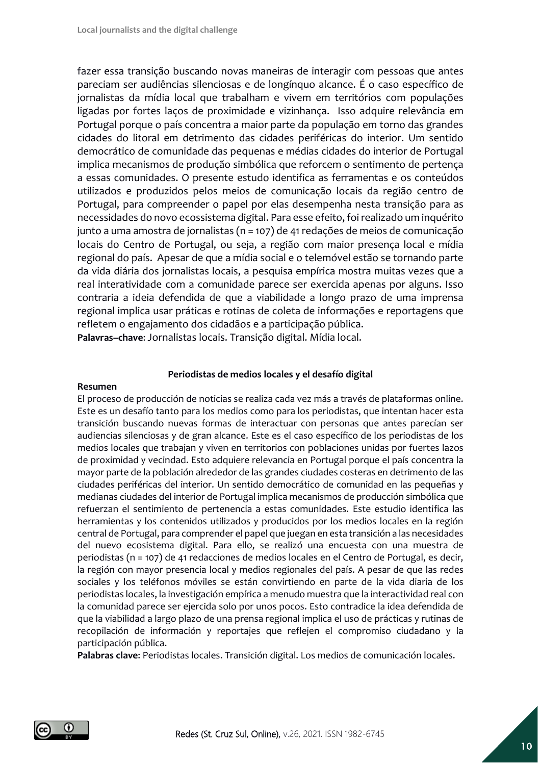fazer essa transição buscando novas maneiras de interagir com pessoas que antes pareciam ser audiências silenciosas e de longínquo alcance. É o caso específico de jornalistas da mídia local que trabalham e vivem em territórios com populações ligadas por fortes laços de proximidade e vizinhança. Isso adquire relevância em Portugal porque o país concentra a maior parte da população em torno das grandes cidades do litoral em detrimento das cidades periféricas do interior. Um sentido democrático de comunidade das pequenas e médias cidades do interior de Portugal implica mecanismos de produção simbólica que reforcem o sentimento de pertença a essas comunidades. O presente estudo identifica as ferramentas e os conteúdos utilizados e produzidos pelos meios de comunicação locais da região centro de Portugal, para compreender o papel por elas desempenha nesta transição para as necessidades do novo ecossistema digital. Para esse efeito, foi realizado um inquérito junto a uma amostra de jornalistas (n = 107) de 41 redações de meios de comunicação locais do Centro de Portugal, ou seja, a região com maior presença local e mídia regional do país. Apesar de que a mídia social e o telemóvel estão se tornando parte da vida diária dos jornalistas locais, a pesquisa empírica mostra muitas vezes que a real interatividade com a comunidade parece ser exercida apenas por alguns. Isso contraria a ideia defendida de que a viabilidade a longo prazo de uma imprensa regional implica usar práticas e rotinas de coleta de informações e reportagens que refletem o engajamento dos cidadãos e a participação pública.

**Palavras–chave**: Jornalistas locais. Transição digital. Mídia local.

## Periodistas de medios locales y el desafío digital

**Resumen**

El proceso de producción de noticias se realiza cada vez más a través de plataformas online. Este es un desafío tanto para los medios como para los periodistas, que intentan hacer esta transición buscando nuevas formas de interactuar con personas que antes parecían ser audiencias silenciosas y de gran alcance. Este es el caso específico de los periodistas de los medios locales que trabajan y viven en territorios con poblaciones unidas por fuertes lazos de proximidad y vecindad. Esto adquiere relevancia en Portugal porque el país concentra la mayor parte de la población alrededor de las grandes ciudades costeras en detrimento de las ciudades periféricas del interior. Un sentido democrático de comunidad en las pequeñas y medianas ciudades del interior de Portugal implica mecanismos de producción simbólica que refuerzan el sentimiento de pertenencia a estas comunidades. Este estudio identifica las herramientas y los contenidos utilizados y producidos por los medios locales en la región central de Portugal, para comprender el papel que juegan en esta transición a las necesidades del nuevo ecosistema digital. Para ello, se realizó una encuesta con una muestra de periodistas (n = 107) de 41 redacciones de medios locales en el Centro de Portugal, es decir, la región con mayor presencia local y medios regionales del país. A pesar de que las redes sociales y los teléfonos móviles se están convirtiendo en parte de la vida diaria de los periodistas locales, la investigación empírica a menudo muestra que la interactividad real con la comunidad parece ser ejercida solo por unos pocos. Esto contradice la idea defendida de que la viabilidad a largo plazo de una prensa regional implica el uso de prácticas y rutinas de recopilación de información y reportajes que reflejen el compromiso ciudadano y la participación pública.

**Palabras clave**: Periodistas locales. Transición digital. Los medios de comunicación locales.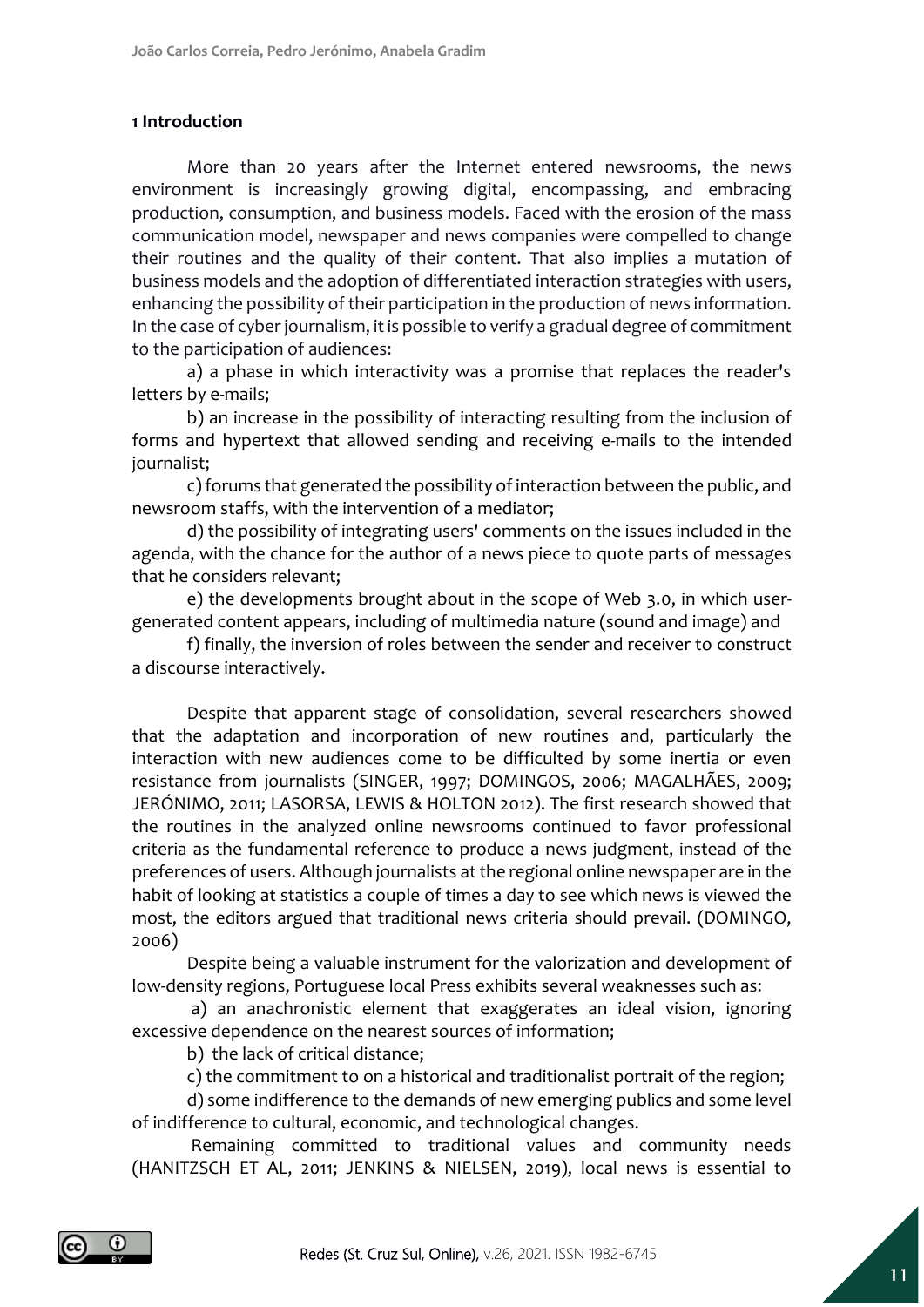## 1 Introduction

More than 20 years after the Internet entered newsrooms, the news environment is increasingly growing digital, encompassing, and embracing production, consumption, and business models. Faced with the erosion of the mass communication model, newspaper and news companies were compelled to change their routines and the quality of their content. That also implies a mutation of business models and the adoption of differentiated interaction strategies with users, enhancing the possibility of their participation in the production of news information. In the case of cyber journalism, it is possible to verify a gradual degree of commitment to the participation of audiences:

a) a phase in which interactivity was a promise that replaces the reader's letters by e-mails;

b) an increase in the possibility of interacting resulting from the inclusion of forms and hypertext that allowed sending and receiving e-mails to the intended journalist;

c) forums that generated the possibility of interaction between the public, and newsroom staffs, with the intervention of a mediator;

d) the possibility of integrating users' comments on the issues included in the agenda, with the chance for the author of a news piece to quote parts of messages that he considers relevant;

e) the developments brought about in the scope of Web 3.0, in which user-generated content appears, including of multimedia nature (sound and image) and

f) finally, the inversion of roles between the sender and receiver to construct a discourse interactively.

Despite that apparent stage of consolidation, several researchers showed that the adaptation and incorporation of new routines and, particularly the interaction with new audiences come to be difficulted by some inertia or even resistance from journalists (SINGER, 1997; DOMINGOS, 2006; MAGALHÃES, 2009; JERÓNIMO, 2011; LASORSA, LEWIS & HOLTON 2012). The first research showed that the routines in the analyzed online newsrooms continued to favor professional criteria as the fundamental reference to produce a news judgment, instead of the preferences of users. Although journalists at the regional online newspaper are in the habit of looking at statistics a couple of times a day to see which news is viewed the most, the editors argued that traditional news criteria should prevail. (DOMINGO, 2006)

Despite being a valuable instrument for the valorization and development of low-density regions, Portuguese local Press exhibits several weaknesses such as:

a) an anachronistic element that exaggerates an ideal vision, ignoring excessive dependence on the nearest sources of information;

b) the lack of critical distance;

c) the commitment to on a historical and traditionalist portrait of the region;

d) some indifference to the demands of new emerging publics and some level of indifference to cultural, economic, and technological changes.

Remaining committed to traditional values and community needs (HANITZSCH ET AL, 2011; JENKINS & NIELSEN, 2019), local news is essential to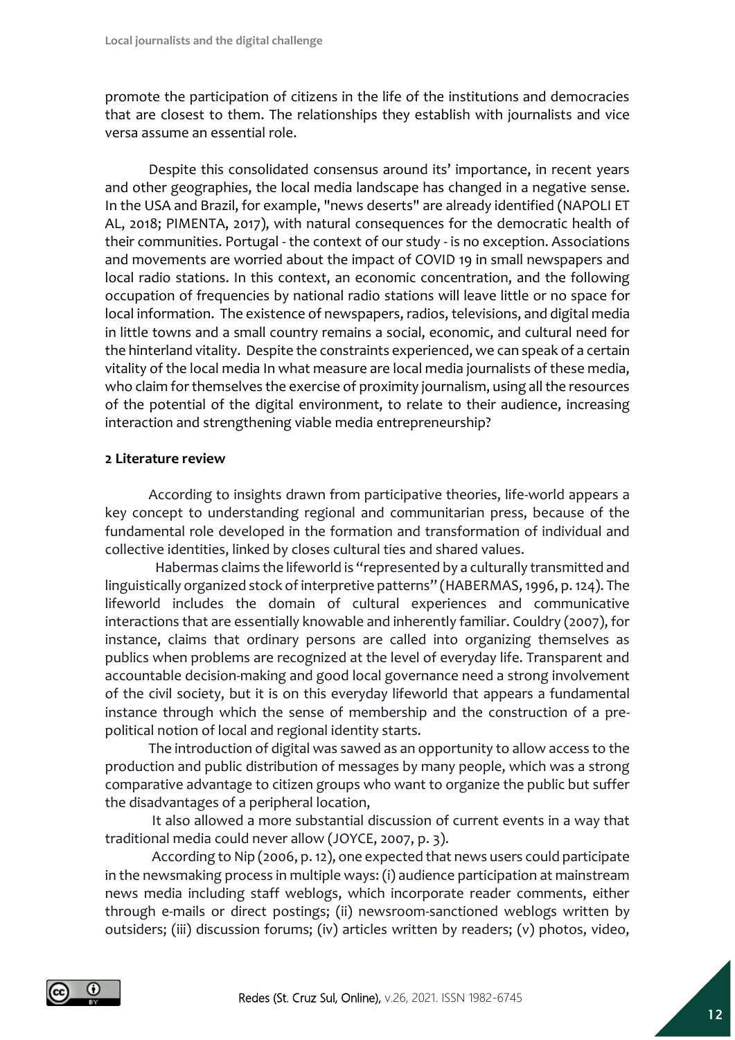promote the participation of citizens in the life of the institutions and democracies that are closest to them. The relationships they establish with journalists and vice versa assume an essential role.

Despite this consolidated consensus around its' importance, in recent years and other geographies, the local media landscape has changed in a negative sense. In the USA and Brazil, for example, "news deserts" are already identified (NAPOLI ET AL, 2018; PIMENTA, 2017), with natural consequences for the democratic health of their communities. Portugal - the context of our study - is no exception. Associations and movements are worried about the impact of COVID 19 in small newspapers and local radio stations. In this context, an economic concentration, and the following occupation of frequencies by national radio stations will leave little or no space for local information. The existence of newspapers, radios, televisions, and digital media in little towns and a small country remains a social, economic, and cultural need for the hinterland vitality. Despite the constraints experienced, we can speak of a certain vitality of the local media In what measure are local media journalists of these media, who claim for themselves the exercise of proximity journalism, using all the resources of the potential of the digital environment, to relate to their audience, increasing interaction and strengthening viable media entrepreneurship?

## 2 Literature review

According to insights drawn from participative theories, life-world appears a key concept to understanding regional and communitarian press, because of the fundamental role developed in the formation and transformation of individual and collective identities, linked by closes cultural ties and shared values.

Habermas claims the lifeworld is "represented by a culturally transmitted and linguistically organized stock of interpretive patterns" (HABERMAS, 1996, p. 124). The lifeworld includes the domain of cultural experiences and communicative interactions that are essentially knowable and inherently familiar. Couldry (2007), for instance, claims that ordinary persons are called into organizing themselves as publics when problems are recognized at the level of everyday life. Transparent and accountable decision-making and good local governance need a strong involvement of the civil society, but it is on this everyday lifeworld that appears a fundamental instance through which the sense of membership and the construction of a pre-political notion of local and regional identity starts.

The introduction of digital was sawed as an opportunity to allow access to the production and public distribution of messages by many people, which was a strong comparative advantage to citizen groups who want to organize the public but suffer the disadvantages of a peripheral location,

It also allowed a more substantial discussion of current events in a way that traditional media could never allow (JOYCE, 2007, p. 3).

According to Nip (2006, p. 12), one expected that news users could participate in the newsmaking process in multiple ways: (i) audience participation at mainstream news media including staff weblogs, which incorporate reader comments, either through e-mails or direct postings; (ii) newsroom-sanctioned weblogs written by outsiders; (iii) discussion forums; (iv) articles written by readers; (v) photos, video,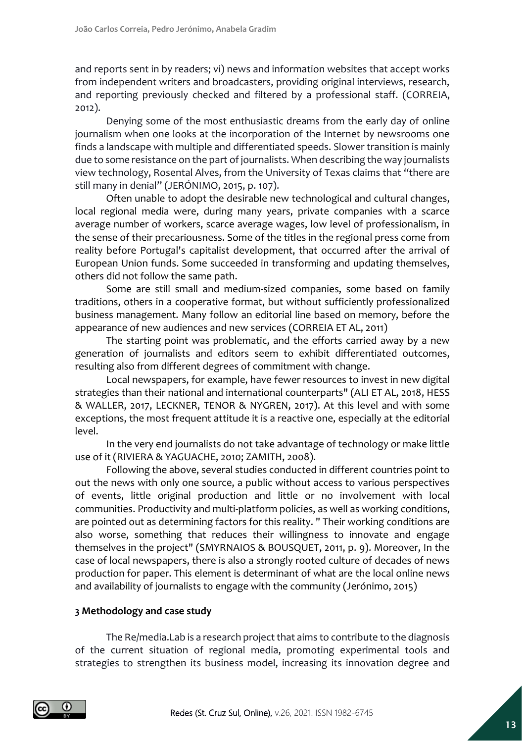and reports sent in by readers; vi) news and information websites that accept works from independent writers and broadcasters, providing original interviews, research, and reporting previously checked and filtered by a professional staff. (CORREIA, 2012).

Denying some of the most enthusiastic dreams from the early day of online journalism when one looks at the incorporation of the Internet by newsrooms one finds a landscape with multiple and differentiated speeds. Slower transition is mainly due to some resistance on the part of journalists. When describing the way journalists view technology, Rosental Alves, from the University of Texas claims that "there are still many in denial" (JERÓNIMO, 2015, p. 107).

Often unable to adopt the desirable new technological and cultural changes, local regional media were, during many years, private companies with a scarce average number of workers, scarce average wages, low level of professionalism, in the sense of their precariousness. Some of the titles in the regional press come from reality before Portugal's capitalist development, that occurred after the arrival of European Union funds. Some succeeded in transforming and updating themselves, others did not follow the same path.

Some are still small and medium-sized companies, some based on family traditions, others in a cooperative format, but without sufficiently professionalized business management. Many follow an editorial line based on memory, before the appearance of new audiences and new services (CORREIA ET AL, 2011)

The starting point was problematic, and the efforts carried away by a new generation of journalists and editors seem to exhibit differentiated outcomes, resulting also from different degrees of commitment with change.

Local newspapers, for example, have fewer resources to invest in new digital strategies than their national and international counterparts" (ALI ET AL, 2018, HESS & WALLER, 2017, LECKNER, TENOR & NYGREN, 2017). At this level and with some exceptions, the most frequent attitude it is a reactive one, especially at the editorial level.

In the very end journalists do not take advantage of technology or make little use of it (RIVIERA & YAGUACHE, 2010; ZAMITH, 2008).

Following the above, several studies conducted in different countries point to out the news with only one source, a public without access to various perspectives of events, little original production and little or no involvement with local communities. Productivity and multi-platform policies, as well as working conditions, are pointed out as determining factors for this reality. " Their working conditions are also worse, something that reduces their willingness to innovate and engage themselves in the project" (SMYRNAIOS & BOUSQUET, 2011, p. 9). Moreover, In the case of local newspapers, there is also a strongly rooted culture of decades of news production for paper. This element is determinant of what are the local online news and availability of journalists to engage with the community (Jerónimo, 2015)

## 3 Methodology and case study

The Re/media.Lab is a research project that aims to contribute to the diagnosis of the current situation of regional media, promoting experimental tools and strategies to strengthen its business model, increasing its innovation degree and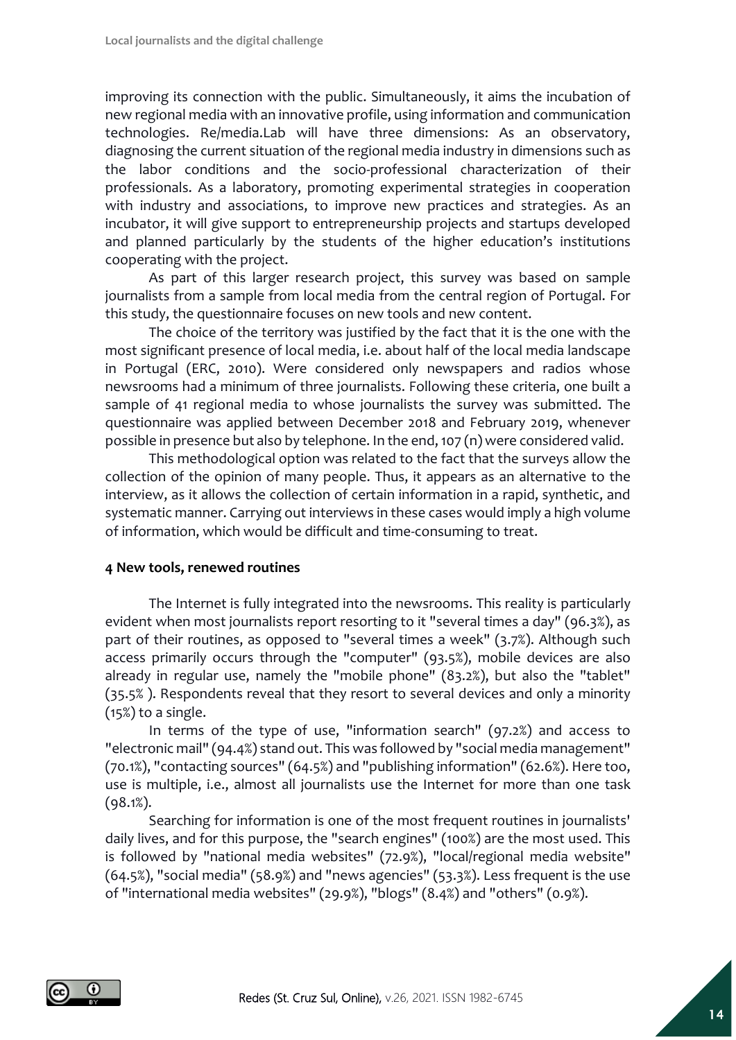improving its connection with the public. Simultaneously, it aims the incubation of new regional media with an innovative profile, using information and communication technologies. Re/media.Lab will have three dimensions: As an observatory, diagnosing the current situation of the regional media industry in dimensions such as the labor conditions and the socio-professional characterization of their professionals. As a laboratory, promoting experimental strategies in cooperation with industry and associations, to improve new practices and strategies. As an incubator, it will give support to entrepreneurship projects and startups developed and planned particularly by the students of the higher education's institutions cooperating with the project.

As part of this larger research project, this survey was based on sample journalists from a sample from local media from the central region of Portugal. For this study, the questionnaire focuses on new tools and new content.

The choice of the territory was justified by the fact that it is the one with the most significant presence of local media, i.e. about half of the local media landscape in Portugal (ERC, 2010). Were considered only newspapers and radios whose newsrooms had a minimum of three journalists. Following these criteria, one built a sample of 41 regional media to whose journalists the survey was submitted. The questionnaire was applied between December 2018 and February 2019, whenever possible in presence but also by telephone. In the end, 107 (n) were considered valid.

This methodological option was related to the fact that the surveys allow the collection of the opinion of many people. Thus, it appears as an alternative to the interview, as it allows the collection of certain information in a rapid, synthetic, and systematic manner. Carrying out interviews in these cases would imply a high volume of information, which would be difficult and time-consuming to treat.

## 4 New tools, renewed routines

The Internet is fully integrated into the newsrooms. This reality is particularly evident when most journalists report resorting to it "several times a day" (96.3%), as part of their routines, as opposed to "several times a week" (3.7%). Although such access primarily occurs through the "computer" (93.5%), mobile devices are also already in regular use, namely the "mobile phone" (83.2%), but also the "tablet" (35.5% ). Respondents reveal that they resort to several devices and only a minority (15%) to a single.

In terms of the type of use, "information search" (97.2%) and access to "electronic mail" (94.4%) stand out. This was followed by "social media management" (70.1%), "contacting sources" (64.5%) and "publishing information" (62.6%). Here too, use is multiple, i.e., almost all journalists use the Internet for more than one task (98.1%).

Searching for information is one of the most frequent routines in journalists' daily lives, and for this purpose, the "search engines" (100%) are the most used. This is followed by "national media websites" (72.9%), "local/regional media website" (64.5%), "social media" (58.9%) and "news agencies" (53.3%). Less frequent is the use of "international media websites" (29.9%), "blogs" (8.4%) and "others" (0.9%).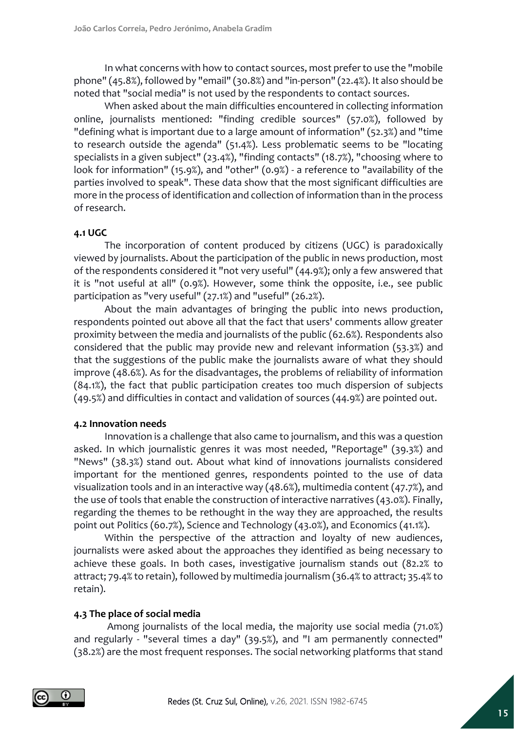In what concerns with how to contact sources, most prefer to use the "mobile phone" (45.8%), followed by "email" (30.8%) and "in-person" (22.4%). It also should be noted that "social media" is not used by the respondents to contact sources.

When asked about the main difficulties encountered in collecting information online, journalists mentioned: "finding credible sources" (57.0%), followed by "defining what is important due to a large amount of information" (52.3%) and "time to research outside the agenda" (51.4%). Less problematic seems to be "locating specialists in a given subject" (23.4%), "finding contacts" (18.7%), "choosing where to look for information" (15.9%), and "other" (0.9%) - a reference to "availability of the parties involved to speak". These data show that the most significant difficulties are more in the process of identification and collection of information than in the process of research.

### 4.1 UGC

The incorporation of content produced by citizens (UGC) is paradoxically viewed by journalists. About the participation of the public in news production, most of the respondents considered it "not very useful" (44.9%); only a few answered that it is "not useful at all" (0.9%). However, some think the opposite, i.e., see public participation as "very useful" (27.1%) and "useful" (26.2%).

About the main advantages of bringing the public into news production, respondents pointed out above all that the fact that users' comments allow greater proximity between the media and journalists of the public (62.6%). Respondents also considered that the public may provide new and relevant information (53.3%) and that the suggestions of the public make the journalists aware of what they should improve (48.6%). As for the disadvantages, the problems of reliability of information (84.1%), the fact that public participation creates too much dispersion of subjects (49.5%) and difficulties in contact and validation of sources (44.9%) are pointed out.

### 4.2 Innovation needs

Innovation is a challenge that also came to journalism, and this was a question asked. In which journalistic genres it was most needed, "Reportage" (39.3%) and "News" (38.3%) stand out. About what kind of innovations journalists considered important for the mentioned genres, respondents pointed to the use of data visualization tools and in an interactive way (48.6%), multimedia content (47.7%), and the use of tools that enable the construction of interactive narratives (43.0%). Finally, regarding the themes to be rethought in the way they are approached, the results point out Politics (60.7%), Science and Technology (43.0%), and Economics (41.1%).

Within the perspective of the attraction and loyalty of new audiences, journalists were asked about the approaches they identified as being necessary to achieve these goals. In both cases, investigative journalism stands out (82.2% to attract; 79.4% to retain), followed by multimedia journalism (36.4% to attract; 35.4% to retain).

### 4.3 The place of social media

Among journalists of the local media, the majority use social media (71.0%) and regularly - "several times a day" (39.5%), and "I am permanently connected" (38.2%) are the most frequent responses. The social networking platforms that stand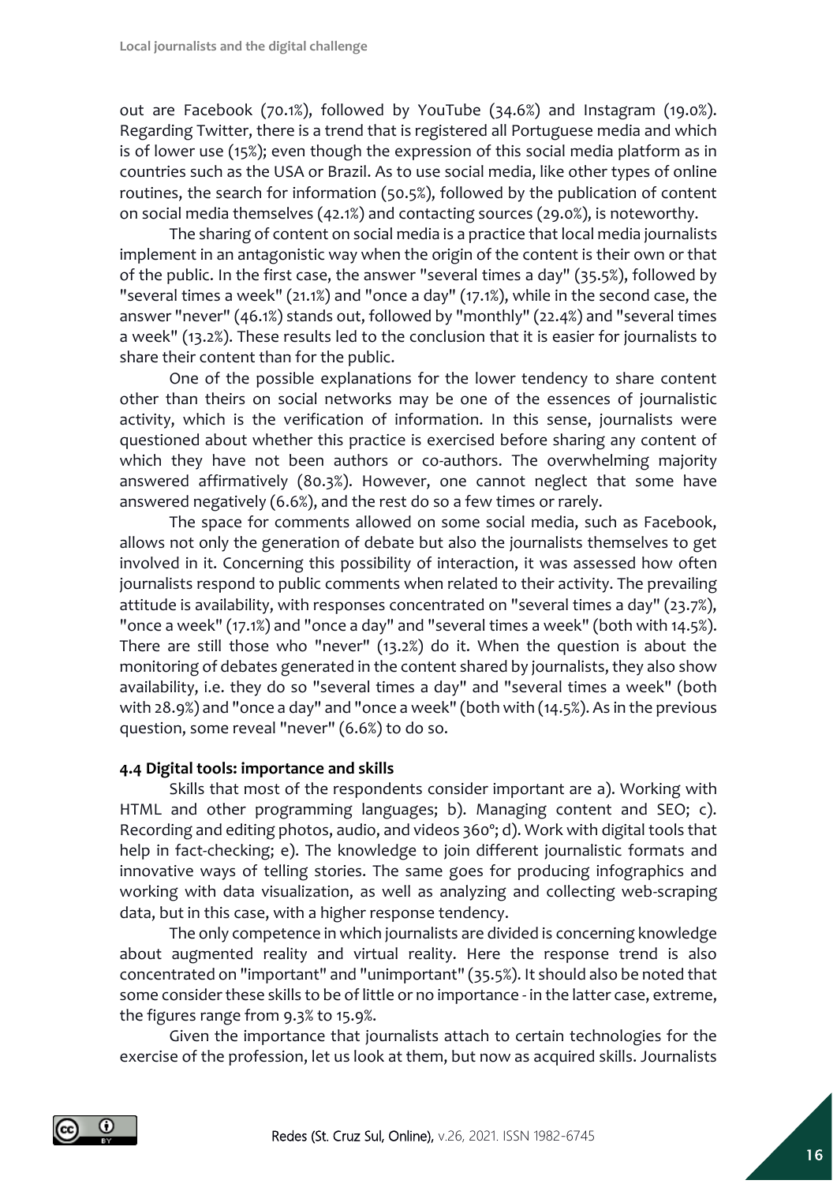out are Facebook (70.1%), followed by YouTube (34.6%) and Instagram (19.0%). Regarding Twitter, there is a trend that is registered all Portuguese media and which is of lower use (15%); even though the expression of this social media platform as in countries such as the USA or Brazil. As to use social media, like other types of online routines, the search for information (50.5%), followed by the publication of content on social media themselves (42.1%) and contacting sources (29.0%), is noteworthy.

The sharing of content on social media is a practice that local media journalists implement in an antagonistic way when the origin of the content is their own or that of the public. In the first case, the answer "several times a day" (35.5%), followed by "several times a week" (21.1%) and "once a day" (17.1%), while in the second case, the answer "never" (46.1%) stands out, followed by "monthly" (22.4%) and "several times a week" (13.2%). These results led to the conclusion that it is easier for journalists to share their content than for the public.

One of the possible explanations for the lower tendency to share content other than theirs on social networks may be one of the essences of journalistic activity, which is the verification of information. In this sense, journalists were questioned about whether this practice is exercised before sharing any content of which they have not been authors or co-authors. The overwhelming majority answered affirmatively (80.3%). However, one cannot neglect that some have answered negatively (6.6%), and the rest do so a few times or rarely.

The space for comments allowed on some social media, such as Facebook, allows not only the generation of debate but also the journalists themselves to get involved in it. Concerning this possibility of interaction, it was assessed how often journalists respond to public comments when related to their activity. The prevailing attitude is availability, with responses concentrated on "several times a day" (23.7%), "once a week" (17.1%) and "once a day" and "several times a week" (both with 14.5%). There are still those who "never" (13.2%) do it. When the question is about the monitoring of debates generated in the content shared by journalists, they also show availability, i.e. they do so "several times a day" and "several times a week" (both with 28.9%) and "once a day" and "once a week" (both with (14.5%). As in the previous question, some reveal "never" (6.6%) to do so.

### 4.4 Digital tools: importance and skills

Skills that most of the respondents consider important are a). Working with HTML and other programming languages; b). Managing content and SEO; c). Recording and editing photos, audio, and videos 360º; d). Work with digital tools that help in fact-checking; e). The knowledge to join different journalistic formats and innovative ways of telling stories. The same goes for producing infographics and working with data visualization, as well as analyzing and collecting web-scraping data, but in this case, with a higher response tendency.

The only competence in which journalists are divided is concerning knowledge about augmented reality and virtual reality. Here the response trend is also concentrated on "important" and "unimportant" (35.5%). It should also be noted that some consider these skills to be of little or no importance - in the latter case, extreme, the figures range from 9.3% to 15.9%.

Given the importance that journalists attach to certain technologies for the exercise of the profession, let us look at them, but now as acquired skills. Journalists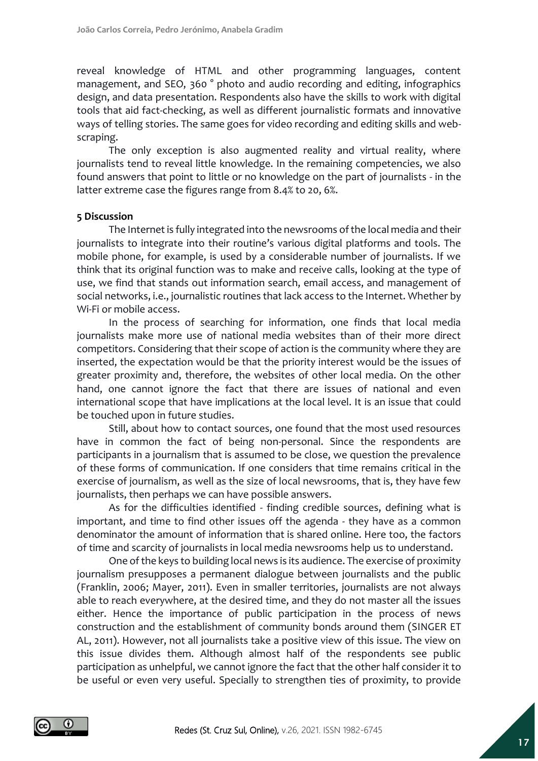reveal knowledge of HTML and other programming languages, content management, and SEO, 360 ° photo and audio recording and editing, infographics design, and data presentation. Respondents also have the skills to work with digital tools that aid fact-checking, as well as different journalistic formats and innovative ways of telling stories. The same goes for video recording and editing skills and web-scraping.

The only exception is also augmented reality and virtual reality, where journalists tend to reveal little knowledge. In the remaining competencies, we also found answers that point to little or no knowledge on the part of journalists - in the latter extreme case the figures range from 8.4% to 20, 6%.

## 5 Discussion

The Internet is fully integrated into the newsrooms of the local media and their journalists to integrate into their routine's various digital platforms and tools. The mobile phone, for example, is used by a considerable number of journalists. If we think that its original function was to make and receive calls, looking at the type of use, we find that stands out information search, email access, and management of social networks, i.e., journalistic routines that lack access to the Internet. Whether by Wi-Fi or mobile access.

In the process of searching for information, one finds that local media journalists make more use of national media websites than of their more direct competitors. Considering that their scope of action is the community where they are inserted, the expectation would be that the priority interest would be the issues of greater proximity and, therefore, the websites of other local media. On the other hand, one cannot ignore the fact that there are issues of national and even international scope that have implications at the local level. It is an issue that could be touched upon in future studies.

Still, about how to contact sources, one found that the most used resources have in common the fact of being non-personal. Since the respondents are participants in a journalism that is assumed to be close, we question the prevalence of these forms of communication. If one considers that time remains critical in the exercise of journalism, as well as the size of local newsrooms, that is, they have few journalists, then perhaps we can have possible answers.

As for the difficulties identified - finding credible sources, defining what is important, and time to find other issues off the agenda - they have as a common denominator the amount of information that is shared online. Here too, the factors of time and scarcity of journalists in local media newsrooms help us to understand.

One of the keys to building local news is its audience. The exercise of proximity journalism presupposes a permanent dialogue between journalists and the public (Franklin, 2006; Mayer, 2011). Even in smaller territories, journalists are not always able to reach everywhere, at the desired time, and they do not master all the issues either. Hence the importance of public participation in the process of news construction and the establishment of community bonds around them (SINGER ET AL, 2011). However, not all journalists take a positive view of this issue. The view on this issue divides them. Although almost half of the respondents see public participation as unhelpful, we cannot ignore the fact that the other half consider it to be useful or even very useful. Specially to strengthen ties of proximity, to provide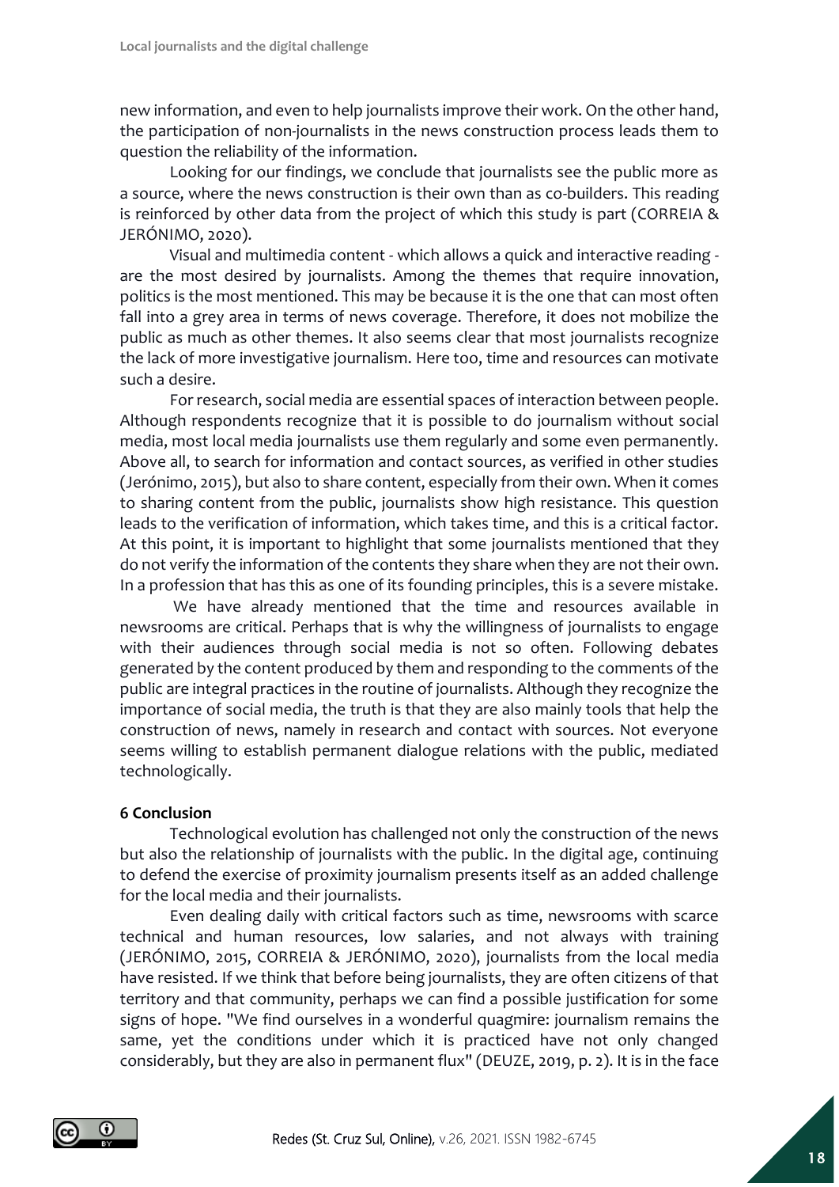new information, and even to help journalists improve their work. On the other hand, the participation of non-journalists in the news construction process leads them to question the reliability of the information.

Looking for our findings, we conclude that journalists see the public more as a source, where the news construction is their own than as co-builders. This reading is reinforced by other data from the project of which this study is part (CORREIA & JERÓNIMO, 2020).

Visual and multimedia content - which allows a quick and interactive reading - are the most desired by journalists. Among the themes that require innovation, politics is the most mentioned. This may be because it is the one that can most often fall into a grey area in terms of news coverage. Therefore, it does not mobilize the public as much as other themes. It also seems clear that most journalists recognize the lack of more investigative journalism. Here too, time and resources can motivate such a desire.

For research, social media are essential spaces of interaction between people. Although respondents recognize that it is possible to do journalism without social media, most local media journalists use them regularly and some even permanently. Above all, to search for information and contact sources, as verified in other studies (Jerónimo, 2015), but also to share content, especially from their own. When it comes to sharing content from the public, journalists show high resistance. This question leads to the verification of information, which takes time, and this is a critical factor. At this point, it is important to highlight that some journalists mentioned that they do not verify the information of the contents they share when they are not their own. In a profession that has this as one of its founding principles, this is a severe mistake.

We have already mentioned that the time and resources available in newsrooms are critical. Perhaps that is why the willingness of journalists to engage with their audiences through social media is not so often. Following debates generated by the content produced by them and responding to the comments of the public are integral practices in the routine of journalists. Although they recognize the importance of social media, the truth is that they are also mainly tools that help the construction of news, namely in research and contact with sources. Not everyone seems willing to establish permanent dialogue relations with the public, mediated technologically.

## 6 Conclusion

Technological evolution has challenged not only the construction of the news but also the relationship of journalists with the public. In the digital age, continuing to defend the exercise of proximity journalism presents itself as an added challenge for the local media and their journalists.

Even dealing daily with critical factors such as time, newsrooms with scarce technical and human resources, low salaries, and not always with training (JERÓNIMO, 2015, CORREIA & JERÓNIMO, 2020), journalists from the local media have resisted. If we think that before being journalists, they are often citizens of that territory and that community, perhaps we can find a possible justification for some signs of hope. "We find ourselves in a wonderful quagmire: journalism remains the same, yet the conditions under which it is practiced have not only changed considerably, but they are also in permanent flux" (DEUZE, 2019, p. 2). It is in the face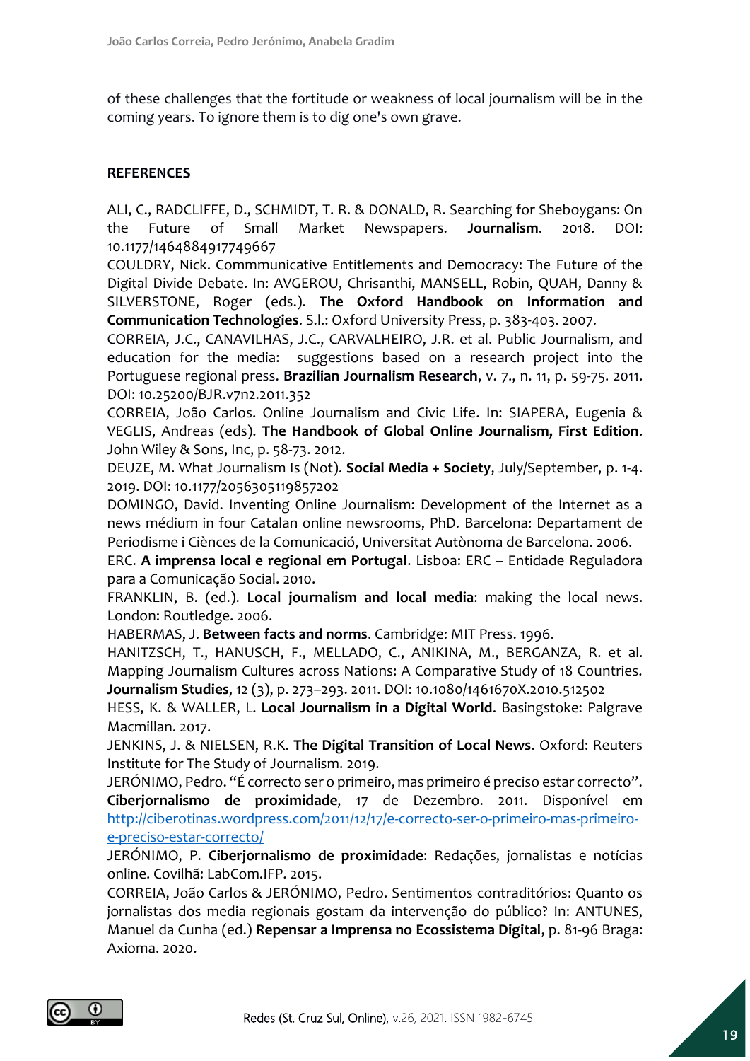of these challenges that the fortitude or weakness of local journalism will be in the coming years. To ignore them is to dig one's own grave.

## REFERENCES

ALI, C., RADCLIFFE, D., SCHMIDT, T. R. & DONALD, R. Searching for Sheboygans: On the Future of Small Market Newspapers. **Journalism**. 2018. DOI: 10.1177/1464884917749667

COULDRY, Nick. Commmunicative Entitlements and Democracy: The Future of the Digital Divide Debate. In: AVGEROU, Chrisanthi, MANSELL, Robin, QUAH, Danny & SILVERSTONE, Roger (eds.). **The Oxford Handbook on Information and Communication Technologies**. S.l.: Oxford University Press, p. 383-403. 2007.

CORREIA, J.C., CANAVILHAS, J.C., CARVALHEIRO, J.R. et al. Public Journalism, and education for the media: suggestions based on a research project into the Portuguese regional press. **Brazilian Journalism Research**, v. 7., n. 11, p. 59-75. 2011. DOI: 10.25200/BJR.v7n2.2011.352

CORREIA, João Carlos. Online Journalism and Civic Life. In: SIAPERA, Eugenia & VEGLIS, Andreas (eds). **The Handbook of Global Online Journalism, First Edition**. John Wiley & Sons, Inc, p. 58-73. 2012.

DEUZE, M. What Journalism Is (Not). **Social Media + Society**, July/September, p. 1-4. 2019. DOI: 10.1177/2056305119857202

DOMINGO, David. Inventing Online Journalism: Development of the Internet as a news médium in four Catalan online newsrooms, PhD. Barcelona: Departament de Periodisme i Ciènces de la Comunicació, Universitat Autònoma de Barcelona. 2006.

ERC. **A imprensa local e regional em Portugal**. Lisboa: ERC – Entidade Reguladora para a Comunicação Social. 2010.

FRANKLIN, B. (ed.). **Local journalism and local media**: making the local news. London: Routledge. 2006.

HABERMAS, J. **Between facts and norms**. Cambridge: MIT Press. 1996.

HANITZSCH, T., HANUSCH, F., MELLADO, C., ANIKINA, M., BERGANZA, R. et al. Mapping Journalism Cultures across Nations: A Comparative Study of 18 Countries. **Journalism Studies**, 12 (3), p. 273–293. 2011. DOI: 10.1080/1461670X.2010.512502

HESS, K. & WALLER, L. **Local Journalism in a Digital World**. Basingstoke: Palgrave Macmillan. 2017.

JENKINS, J. & NIELSEN, R.K. **The Digital Transition of Local News**. Oxford: Reuters Institute for The Study of Journalism. 2019.

JERÓNIMO, Pedro. "É correcto ser o primeiro, mas primeiro é preciso estar correcto". **Ciberjornalismo de proximidade**, 17 de Dezembro. 2011. Disponível em http://ciberotinas.wordpress.com/2011/12/17/e-correcto-ser-o-primeiro-mas-primeiro-e-preciso-estar-correcto/

JERÓNIMO, P. **Ciberjornalismo de proximidade**: Redações, jornalistas e notícias online. Covilhã: LabCom.IFP. 2015.

CORREIA, João Carlos & JERÓNIMO, Pedro. Sentimentos contraditórios: Quanto os jornalistas dos media regionais gostam da intervenção do público? In: ANTUNES, Manuel da Cunha (ed.) **Repensar a Imprensa no Ecossistema Digital**, p. 81-96 Braga: Axioma. 2020.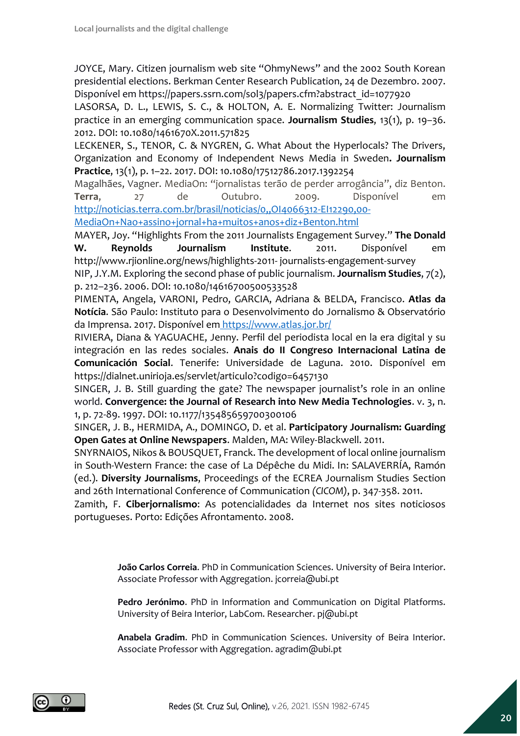JOYCE, Mary. Citizen journalism web site "OhmyNews" and the 2002 South Korean presidential elections. Berkman Center Research Publication, 24 de Dezembro. 2007. Disponível em https://papers.ssrn.com/sol3/papers.cfm?abstract_id=1077920

LASORSA, D. L., LEWIS, S. C., & HOLTON, A. E. Normalizing Twitter: Journalism practice in an emerging communication space. **Journalism Studies**, 13(1), p. 19–36. 2012. DOI: 10.1080/1461670X.2011.571825

LECKENER, S., TENOR, C. & NYGREN, G. What About the Hyperlocals? The Drivers, Organization and Economy of Independent News Media in Sweden**. Journalism Practice**, 13(1), p. 1–22. 2017. DOI: 10.1080/17512786.2017.1392254

Magalhães, Vagner. MediaOn: "jornalistas terão de perder arrogância", diz Benton. **Terra**, 27 de Outubro. 2009. Disponível em http://noticias.terra.com.br/brasil/noticias/0,,OI4066312-EI12290,00-MediaOn+Nao+assino+jornal+ha+muitos+anos+diz+Benton.html

MAYER, Joy. "Highlights From the 2011 Journalists Engagement Survey." **The Donald W. Reynolds Journalism Institute**. 2011. Disponível em http://www.rjionline.org/news/highlights-2011- journalists-engagement-survey

NIP, J.Y.M. Exploring the second phase of public journalism. **Journalism Studies**, 7(2), p. 212–236. 2006. DOI: 10.1080/14616700500533528

PIMENTA, Angela, VARONI, Pedro, GARCIA, Adriana & BELDA, Francisco. **Atlas da Notícia**. São Paulo: Instituto para o Desenvolvimento do Jornalismo & Observatório da Imprensa. 2017. Disponível em https://www.atlas.jor.br/

RIVIERA, Diana & YAGUACHE, Jenny. Perfil del periodista local en la era digital y su integración en las redes sociales. **Anais do II Congreso Internacional Latina de Comunicación Social**. Tenerife: Universidade de Laguna. 2010. Disponível em https://dialnet.unirioja.es/servlet/articulo?codigo=6457130

SINGER, J. B. Still guarding the gate? The newspaper journalist's role in an online world. **Convergence: the Journal of Research into New Media Technologies**. v. 3, n. 1, p. 72-89. 1997. DOI: 10.1177/135485659700300106

SINGER, J. B., HERMIDA, A., DOMINGO, D. et al. **Participatory Journalism: Guarding Open Gates at Online Newspapers**. Malden, MA: Wiley-Blackwell. 2011.

SNYRNAIOS, Nikos & BOUSQUET, Franck. The development of local online journalism in South-Western France: the case of La Dépêche du Midi. In: SALAVERRÍA, Ramón (ed.). **Diversity Journalisms**, Proceedings of the ECREA Journalism Studies Section and 26th International Conference of Communication *(CICOM)*, p. 347-358. 2011.

Zamith, F. **Ciberjornalismo**: As potencialidades da Internet nos sites noticiosos portugueses. Porto: Edições Afrontamento. 2008.

**João Carlos Correia**. PhD in Communication Sciences. University of Beira Interior. Associate Professor with Aggregation. jcorreia@ubi.pt

**Pedro Jerónimo**. PhD in Information and Communication on Digital Platforms. University of Beira Interior, LabCom. Researcher. pj@ubi.pt

**Anabela Gradim**. PhD in Communication Sciences. University of Beira Interior. Associate Professor with Aggregation. agradim@ubi.pt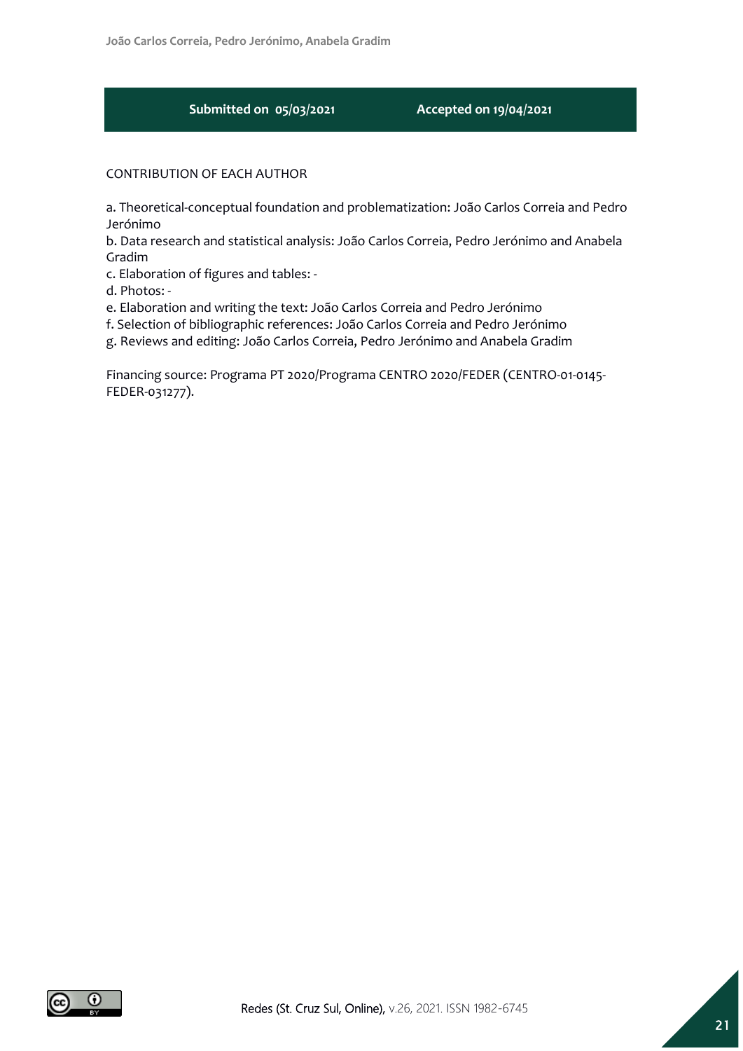**Submitted on 05/03/2021** **Accepted on 19/04/2021**

CONTRIBUTION OF EACH AUTHOR

a. Theoretical-conceptual foundation and problematization: João Carlos Correia and Pedro Jerónimo
b. Data research and statistical analysis: João Carlos Correia, Pedro Jerónimo and Anabela Gradim
c. Elaboration of figures and tables: -
d. Photos: -
e. Elaboration and writing the text: João Carlos Correia and Pedro Jerónimo
f. Selection of bibliographic references: João Carlos Correia and Pedro Jerónimo
g. Reviews and editing: João Carlos Correia, Pedro Jerónimo and Anabela Gradim

Financing source: Programa PT 2020/Programa CENTRO 2020/FEDER (CENTRO-01-0145-FEDER-031277).